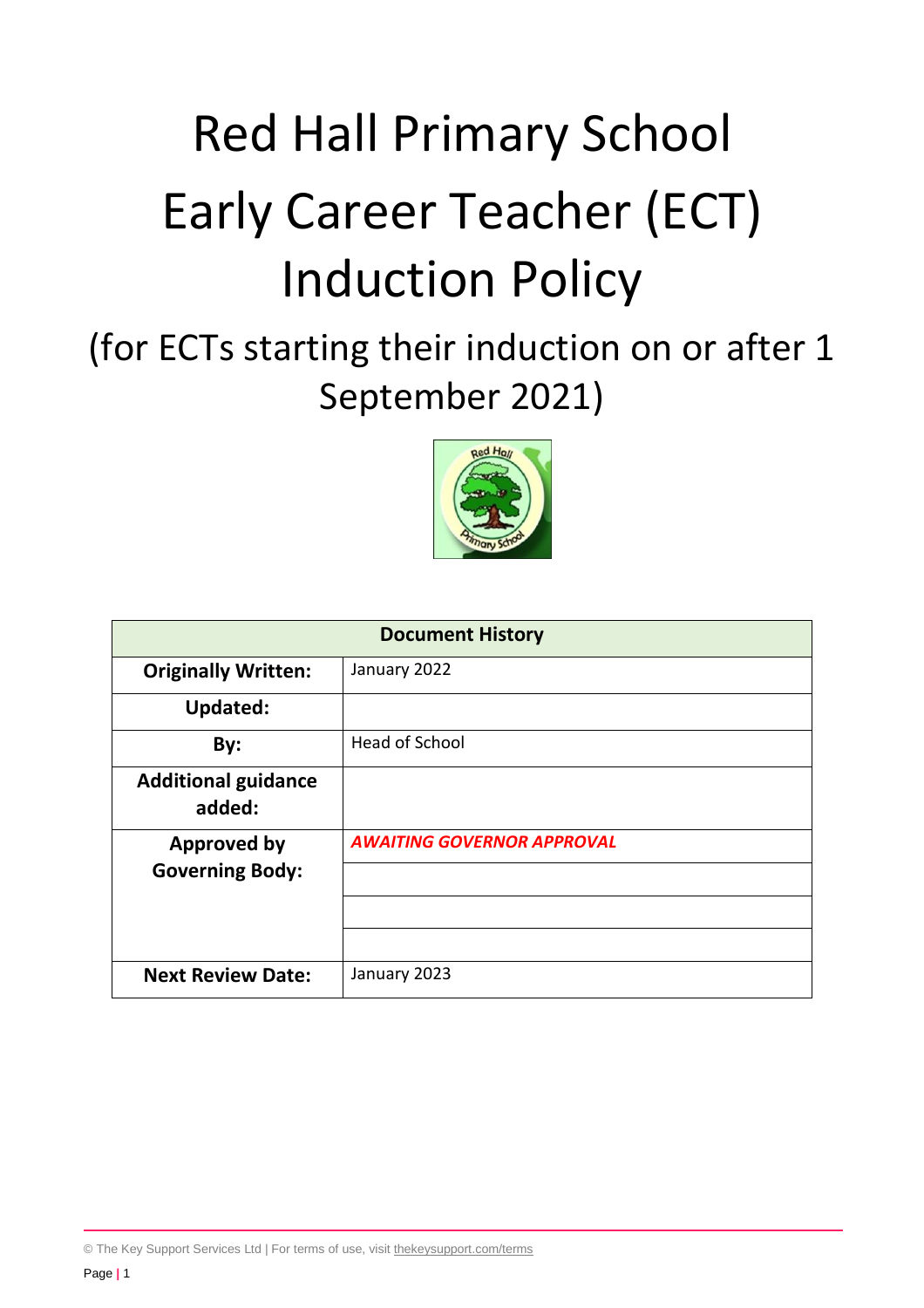# Red Hall Primary School
# Early Career Teacher (ECT) Induction Policy

## (for ECTs starting their induction on or after 1 September 2021)

| Document History | |
|---|---|
| **Originally Written:** | January 2022 |
| **Updated:** | |
| **By:** | Head of School |
| **Additional guidance added:** | |
| **Approved by Governing Body:** | ***AWAITING GOVERNOR APPROVAL*** |
| | |
| | |
| | |
| **Next Review Date:** | January 2023 |

© The Key Support Services Ltd | For terms of use, visit thekeysupport.com/terms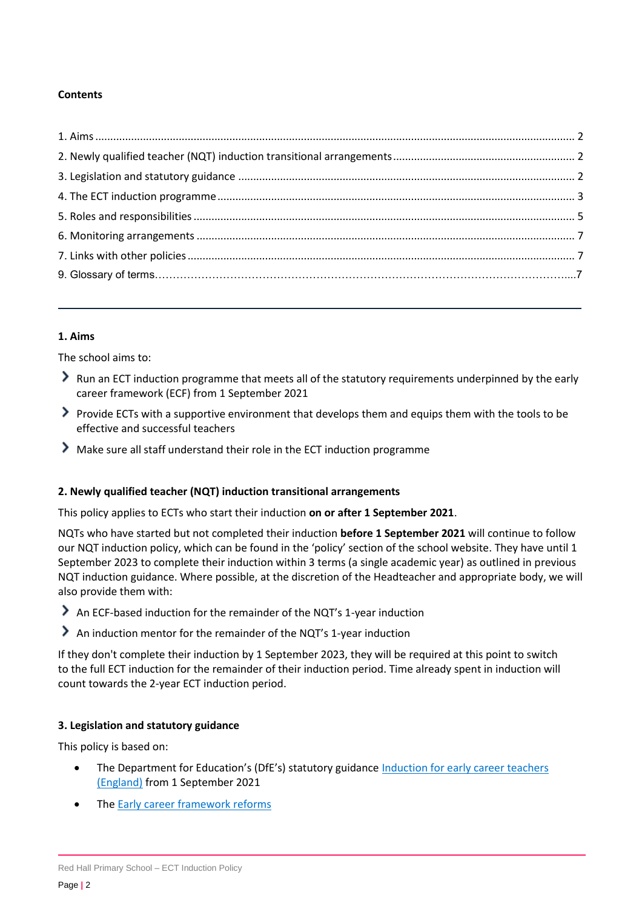**Contents**

1. Aims ............ 2
2. Newly qualified teacher (NQT) induction transitional arrangements ............ 2
3. Legislation and statutory guidance ............ 2
4. The ECT induction programme ............ 3
5. Roles and responsibilities ............ 5
6. Monitoring arrangements ............ 7
7. Links with other policies ............ 7
9. Glossary of terms............7

---

## 1. Aims

The school aims to:

- Run an ECT induction programme that meets all of the statutory requirements underpinned by the early career framework (ECF) from 1 September 2021
- Provide ECTs with a supportive environment that develops them and equips them with the tools to be effective and successful teachers
- Make sure all staff understand their role in the ECT induction programme

## 2. Newly qualified teacher (NQT) induction transitional arrangements

This policy applies to ECTs who start their induction **on or after 1 September 2021**.

NQTs who have started but not completed their induction **before 1 September 2021** will continue to follow our NQT induction policy, which can be found in the 'policy' section of the school website. They have until 1 September 2023 to complete their induction within 3 terms (a single academic year) as outlined in previous NQT induction guidance. Where possible, at the discretion of the Headteacher and appropriate body, we will also provide them with:

- An ECF-based induction for the remainder of the NQT's 1-year induction
- An induction mentor for the remainder of the NQT's 1-year induction

If they don't complete their induction by 1 September 2023, they will be required at this point to switch to the full ECT induction for the remainder of their induction period. Time already spent in induction will count towards the 2-year ECT induction period.

## 3. Legislation and statutory guidance

This policy is based on:

- The Department for Education's (DfE's) statutory guidance Induction for early career teachers (England) from 1 September 2021
- The Early career framework reforms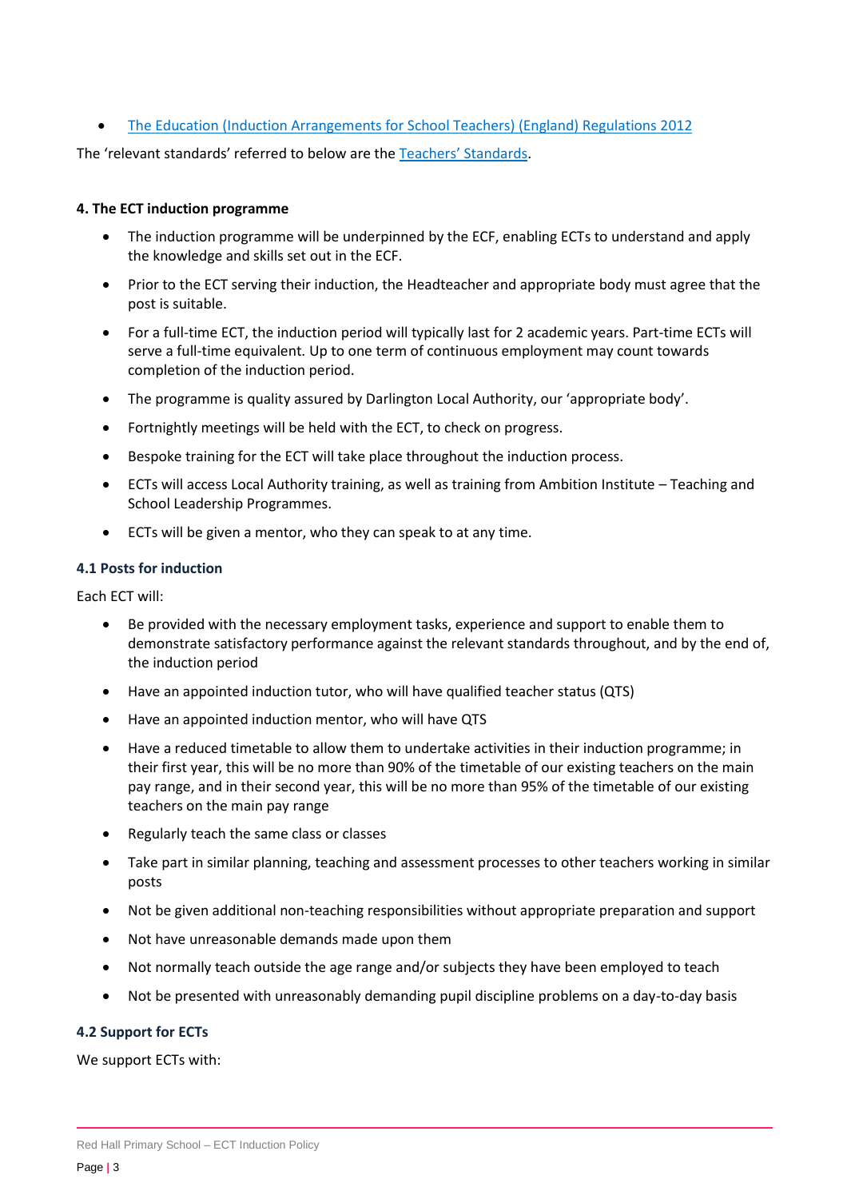- [The Education (Induction Arrangements for School Teachers) (England) Regulations 2012]

The 'relevant standards' referred to below are the [Teachers' Standards].

**4. The ECT induction programme**

- The induction programme will be underpinned by the ECF, enabling ECTs to understand and apply the knowledge and skills set out in the ECF.
- Prior to the ECT serving their induction, the Headteacher and appropriate body must agree that the post is suitable.
- For a full-time ECT, the induction period will typically last for 2 academic years. Part-time ECTs will serve a full-time equivalent. Up to one term of continuous employment may count towards completion of the induction period.
- The programme is quality assured by Darlington Local Authority, our 'appropriate body'.
- Fortnightly meetings will be held with the ECT, to check on progress.
- Bespoke training for the ECT will take place throughout the induction process.
- ECTs will access Local Authority training, as well as training from Ambition Institute – Teaching and School Leadership Programmes.
- ECTs will be given a mentor, who they can speak to at any time.

### 4.1 Posts for induction

Each ECT will:

- Be provided with the necessary employment tasks, experience and support to enable them to demonstrate satisfactory performance against the relevant standards throughout, and by the end of, the induction period
- Have an appointed induction tutor, who will have qualified teacher status (QTS)
- Have an appointed induction mentor, who will have QTS
- Have a reduced timetable to allow them to undertake activities in their induction programme; in their first year, this will be no more than 90% of the timetable of our existing teachers on the main pay range, and in their second year, this will be no more than 95% of the timetable of our existing teachers on the main pay range
- Regularly teach the same class or classes
- Take part in similar planning, teaching and assessment processes to other teachers working in similar posts
- Not be given additional non-teaching responsibilities without appropriate preparation and support
- Not have unreasonable demands made upon them
- Not normally teach outside the age range and/or subjects they have been employed to teach
- Not be presented with unreasonably demanding pupil discipline problems on a day-to-day basis

### 4.2 Support for ECTs

We support ECTs with: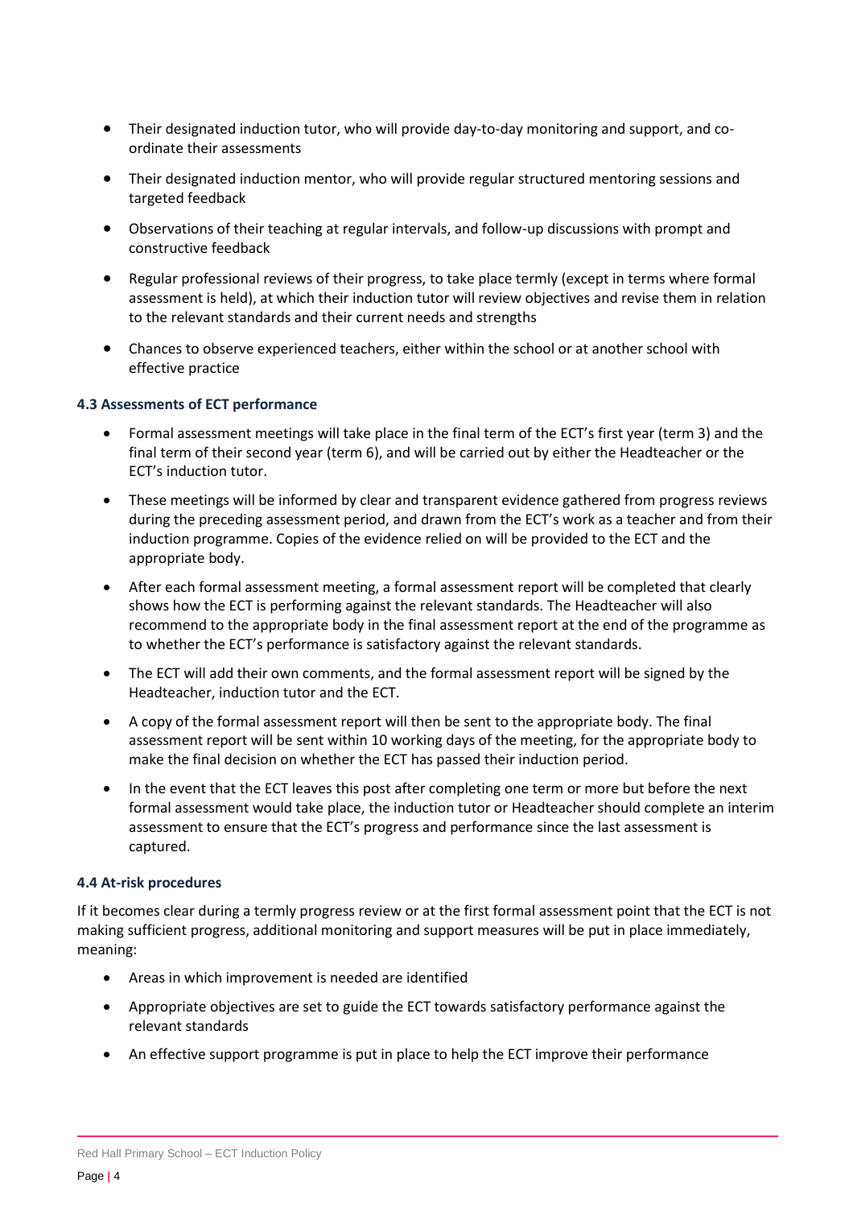- Their designated induction tutor, who will provide day-to-day monitoring and support, and co-ordinate their assessments
- Their designated induction mentor, who will provide regular structured mentoring sessions and targeted feedback
- Observations of their teaching at regular intervals, and follow-up discussions with prompt and constructive feedback
- Regular professional reviews of their progress, to take place termly (except in terms where formal assessment is held), at which their induction tutor will review objectives and revise them in relation to the relevant standards and their current needs and strengths
- Chances to observe experienced teachers, either within the school or at another school with effective practice

### 4.3 Assessments of ECT performance

- Formal assessment meetings will take place in the final term of the ECT's first year (term 3) and the final term of their second year (term 6), and will be carried out by either the Headteacher or the ECT's induction tutor.
- These meetings will be informed by clear and transparent evidence gathered from progress reviews during the preceding assessment period, and drawn from the ECT's work as a teacher and from their induction programme. Copies of the evidence relied on will be provided to the ECT and the appropriate body.
- After each formal assessment meeting, a formal assessment report will be completed that clearly shows how the ECT is performing against the relevant standards. The Headteacher will also recommend to the appropriate body in the final assessment report at the end of the programme as to whether the ECT's performance is satisfactory against the relevant standards.
- The ECT will add their own comments, and the formal assessment report will be signed by the Headteacher, induction tutor and the ECT.
- A copy of the formal assessment report will then be sent to the appropriate body. The final assessment report will be sent within 10 working days of the meeting, for the appropriate body to make the final decision on whether the ECT has passed their induction period.
- In the event that the ECT leaves this post after completing one term or more but before the next formal assessment would take place, the induction tutor or Headteacher should complete an interim assessment to ensure that the ECT's progress and performance since the last assessment is captured.

### 4.4 At-risk procedures

If it becomes clear during a termly progress review or at the first formal assessment point that the ECT is not making sufficient progress, additional monitoring and support measures will be put in place immediately, meaning:

- Areas in which improvement is needed are identified
- Appropriate objectives are set to guide the ECT towards satisfactory performance against the relevant standards
- An effective support programme is put in place to help the ECT improve their performance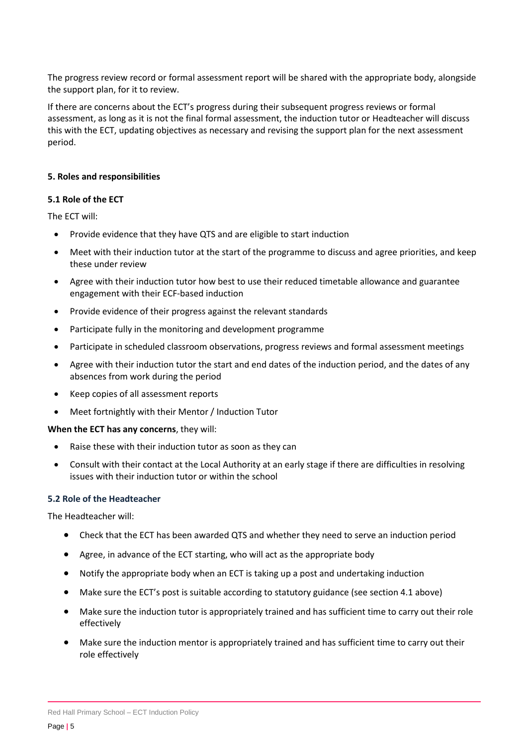The progress review record or formal assessment report will be shared with the appropriate body, alongside the support plan, for it to review.

If there are concerns about the ECT's progress during their subsequent progress reviews or formal assessment, as long as it is not the final formal assessment, the induction tutor or Headteacher will discuss this with the ECT, updating objectives as necessary and revising the support plan for the next assessment period.

## 5. Roles and responsibilities

### 5.1 Role of the ECT

The ECT will:

- Provide evidence that they have QTS and are eligible to start induction
- Meet with their induction tutor at the start of the programme to discuss and agree priorities, and keep these under review
- Agree with their induction tutor how best to use their reduced timetable allowance and guarantee engagement with their ECF-based induction
- Provide evidence of their progress against the relevant standards
- Participate fully in the monitoring and development programme
- Participate in scheduled classroom observations, progress reviews and formal assessment meetings
- Agree with their induction tutor the start and end dates of the induction period, and the dates of any absences from work during the period
- Keep copies of all assessment reports
- Meet fortnightly with their Mentor / Induction Tutor

**When the ECT has any concerns**, they will:

- Raise these with their induction tutor as soon as they can
- Consult with their contact at the Local Authority at an early stage if there are difficulties in resolving issues with their induction tutor or within the school

### 5.2 Role of the Headteacher

The Headteacher will:

- Check that the ECT has been awarded QTS and whether they need to serve an induction period
- Agree, in advance of the ECT starting, who will act as the appropriate body
- Notify the appropriate body when an ECT is taking up a post and undertaking induction
- Make sure the ECT's post is suitable according to statutory guidance (see section 4.1 above)
- Make sure the induction tutor is appropriately trained and has sufficient time to carry out their role effectively
- Make sure the induction mentor is appropriately trained and has sufficient time to carry out their role effectively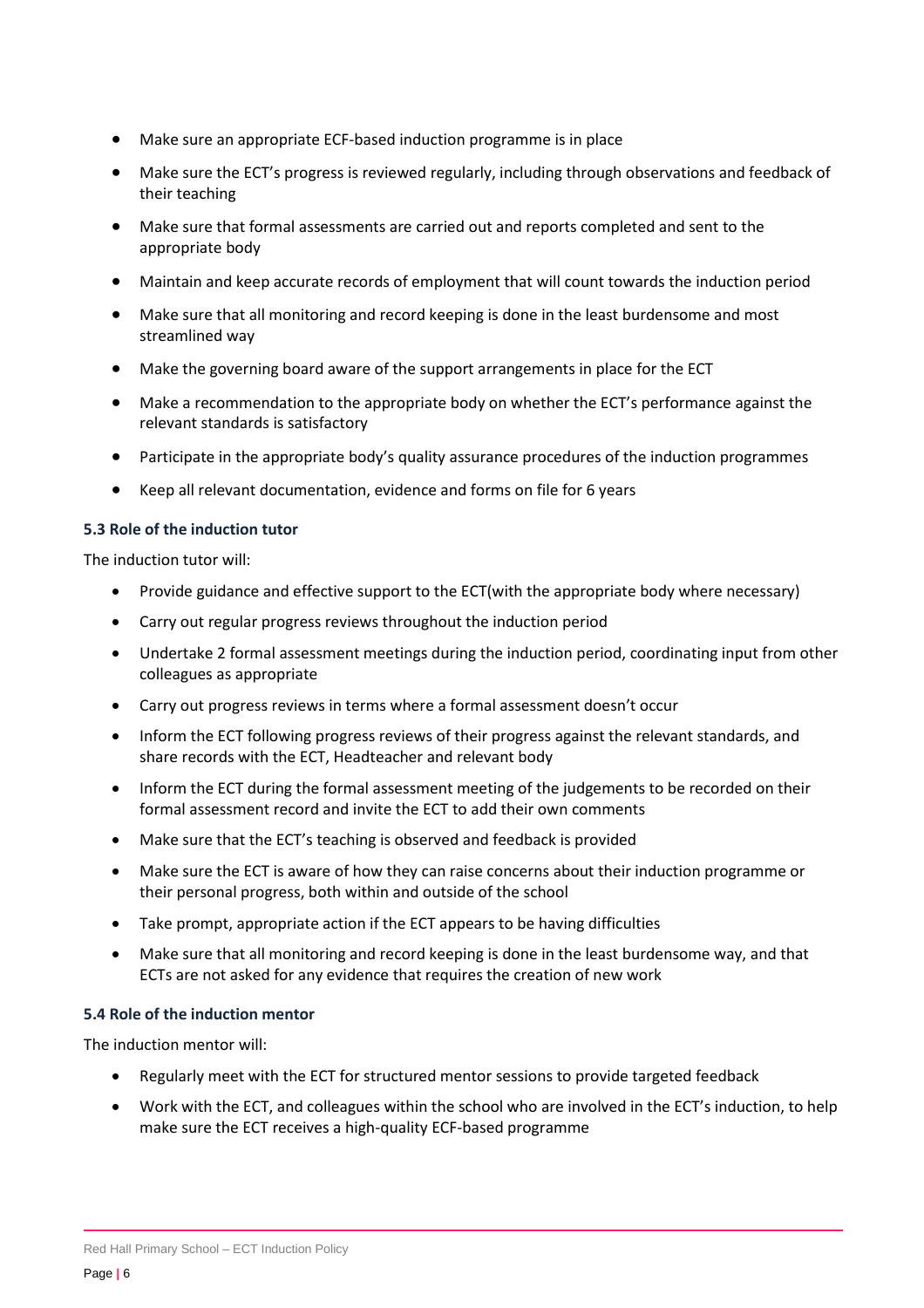- Make sure an appropriate ECF-based induction programme is in place
- Make sure the ECT's progress is reviewed regularly, including through observations and feedback of their teaching
- Make sure that formal assessments are carried out and reports completed and sent to the appropriate body
- Maintain and keep accurate records of employment that will count towards the induction period
- Make sure that all monitoring and record keeping is done in the least burdensome and most streamlined way
- Make the governing board aware of the support arrangements in place for the ECT
- Make a recommendation to the appropriate body on whether the ECT's performance against the relevant standards is satisfactory
- Participate in the appropriate body's quality assurance procedures of the induction programmes
- Keep all relevant documentation, evidence and forms on file for 6 years

#### 5.3 Role of the induction tutor

The induction tutor will:

- Provide guidance and effective support to the ECT(with the appropriate body where necessary)
- Carry out regular progress reviews throughout the induction period
- Undertake 2 formal assessment meetings during the induction period, coordinating input from other colleagues as appropriate
- Carry out progress reviews in terms where a formal assessment doesn't occur
- Inform the ECT following progress reviews of their progress against the relevant standards, and share records with the ECT, Headteacher and relevant body
- Inform the ECT during the formal assessment meeting of the judgements to be recorded on their formal assessment record and invite the ECT to add their own comments
- Make sure that the ECT's teaching is observed and feedback is provided
- Make sure the ECT is aware of how they can raise concerns about their induction programme or their personal progress, both within and outside of the school
- Take prompt, appropriate action if the ECT appears to be having difficulties
- Make sure that all monitoring and record keeping is done in the least burdensome way, and that ECTs are not asked for any evidence that requires the creation of new work

#### 5.4 Role of the induction mentor

The induction mentor will:

- Regularly meet with the ECT for structured mentor sessions to provide targeted feedback
- Work with the ECT, and colleagues within the school who are involved in the ECT's induction, to help make sure the ECT receives a high-quality ECF-based programme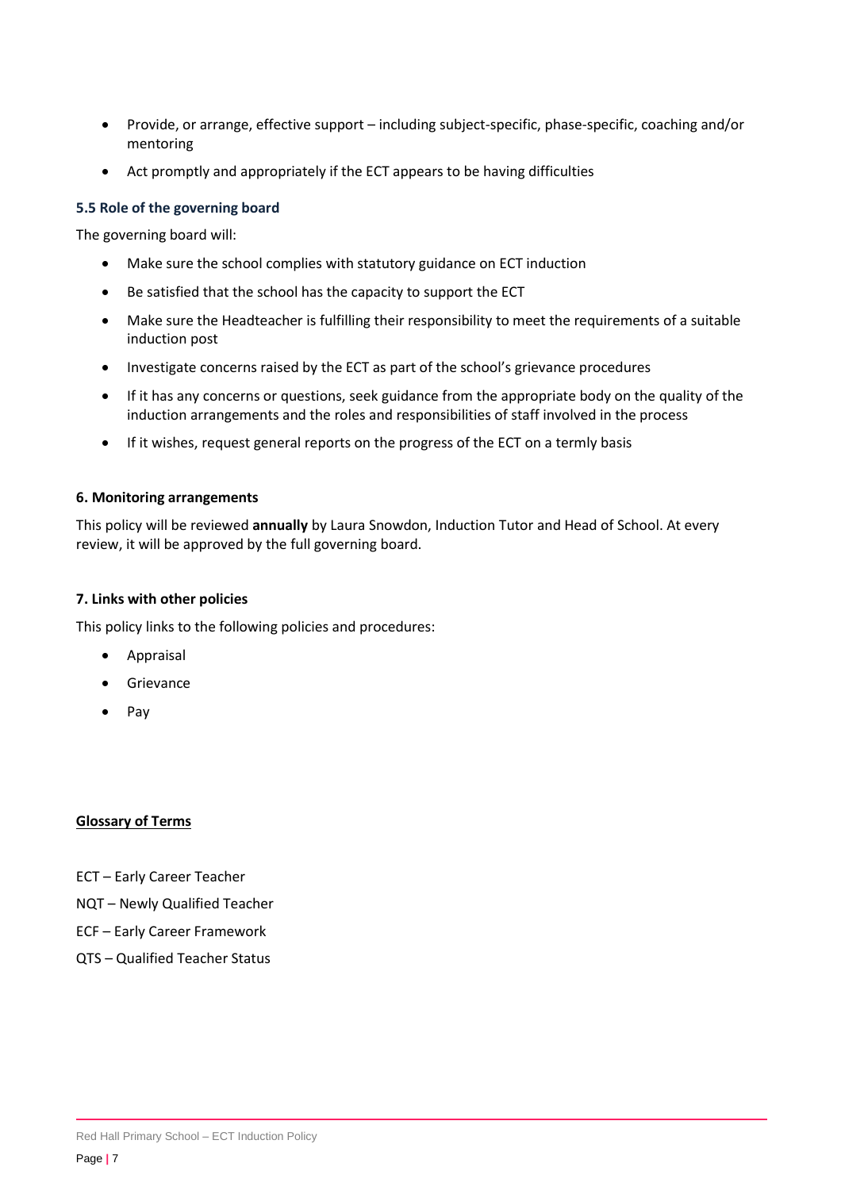- Provide, or arrange, effective support – including subject-specific, phase-specific, coaching and/or mentoring
- Act promptly and appropriately if the ECT appears to be having difficulties

### 5.5 Role of the governing board

The governing board will:

- Make sure the school complies with statutory guidance on ECT induction
- Be satisfied that the school has the capacity to support the ECT
- Make sure the Headteacher is fulfilling their responsibility to meet the requirements of a suitable induction post
- Investigate concerns raised by the ECT as part of the school's grievance procedures
- If it has any concerns or questions, seek guidance from the appropriate body on the quality of the induction arrangements and the roles and responsibilities of staff involved in the process
- If it wishes, request general reports on the progress of the ECT on a termly basis

## 6. Monitoring arrangements

This policy will be reviewed **annually** by Laura Snowdon, Induction Tutor and Head of School. At every review, it will be approved by the full governing board.

## 7. Links with other policies

This policy links to the following policies and procedures:

- Appraisal
- Grievance
- Pay

**Glossary of Terms**

ECT – Early Career Teacher

NQT – Newly Qualified Teacher

ECF – Early Career Framework

QTS – Qualified Teacher Status